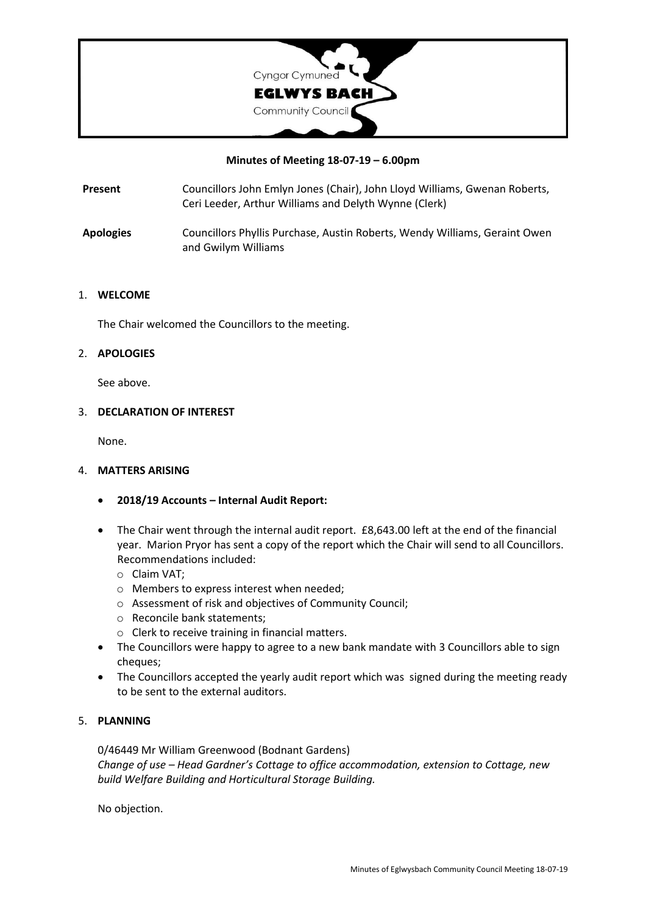Cyngor Cymuned
**EGLWYS BACH**
Community Council

**Minutes of Meeting 18-07-19 – 6.00pm**

**Present** Councillors John Emlyn Jones (Chair), John Lloyd Williams, Gwenan Roberts, Ceri Leeder, Arthur Williams and Delyth Wynne (Clerk)

**Apologies** Councillors Phyllis Purchase, Austin Roberts, Wendy Williams, Geraint Owen and Gwilym Williams

1. **WELCOME**

   The Chair welcomed the Councillors to the meeting.

2. **APOLOGIES**

   See above.

3. **DECLARATION OF INTEREST**

   None.

4. **MATTERS ARISING**

   - **2018/19 Accounts – Internal Audit Report:**

   - The Chair went through the internal audit report. £8,643.00 left at the end of the financial year. Marion Pryor has sent a copy of the report which the Chair will send to all Councillors. Recommendations included:
     - Claim VAT;
     - Members to express interest when needed;
     - Assessment of risk and objectives of Community Council;
     - Reconcile bank statements;
     - Clerk to receive training in financial matters.
   - The Councillors were happy to agree to a new bank mandate with 3 Councillors able to sign cheques;
   - The Councillors accepted the yearly audit report which was signed during the meeting ready to be sent to the external auditors.

5. **PLANNING**

   0/46449 Mr William Greenwood (Bodnant Gardens)
   *Change of use – Head Gardner's Cottage to office accommodation, extension to Cottage, new build Welfare Building and Horticultural Storage Building.*

   No objection.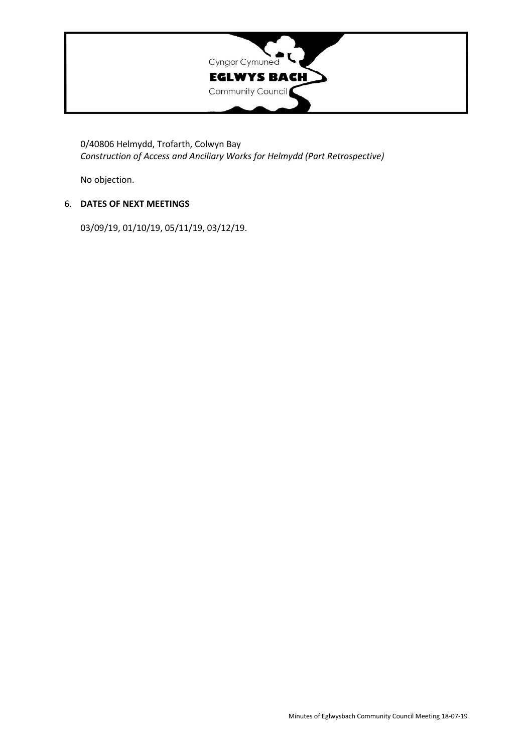0/40806 Helmydd, Trofarth, Colwyn Bay
*Construction of Access and Anciliary Works for Helmydd (Part Retrospective)*

No objection.

6. **DATES OF NEXT MEETINGS**

   03/09/19, 01/10/19, 05/11/19, 03/12/19.